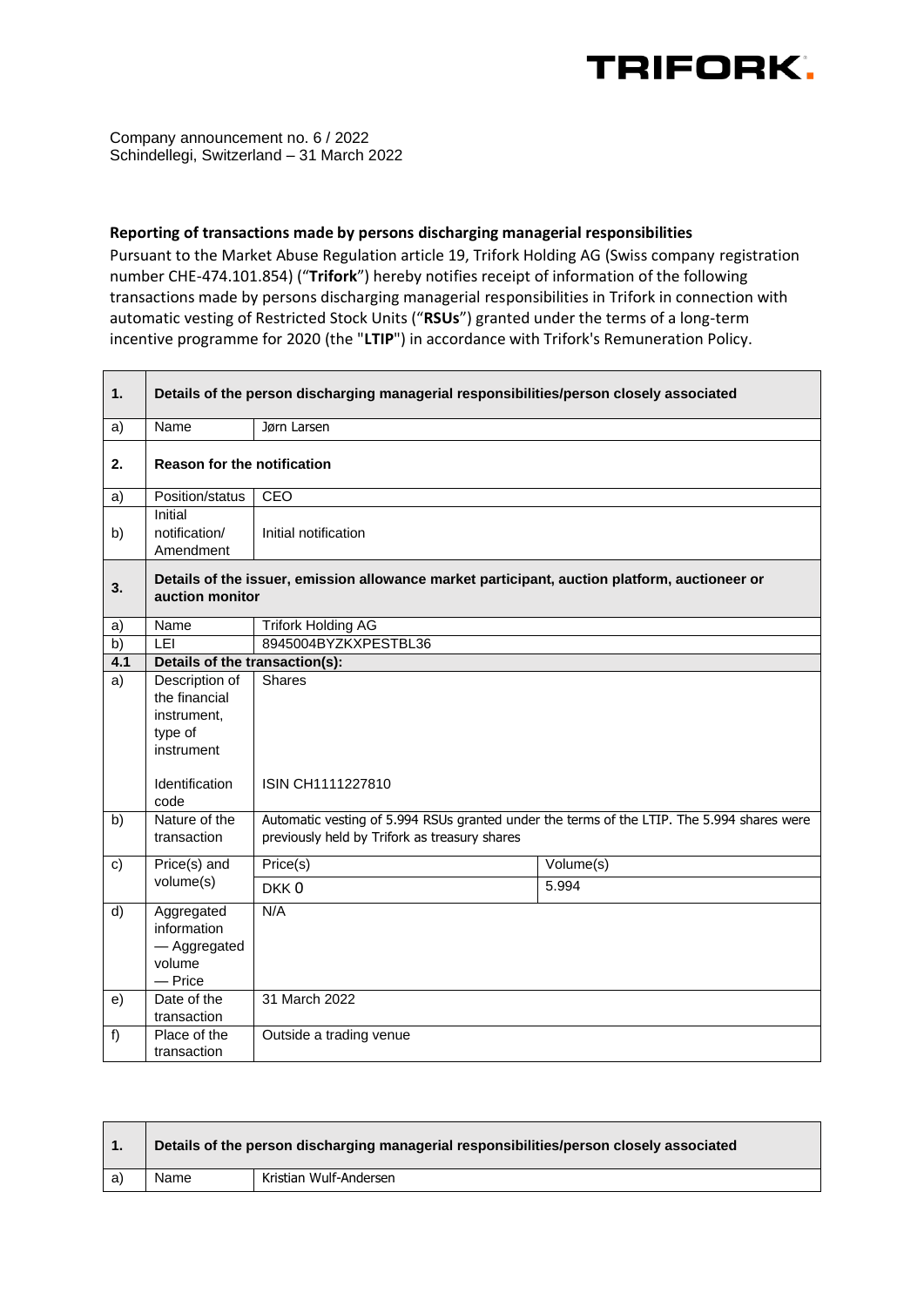Company announcement no. 6 / 2022
Schindellegi, Switzerland – 31 March 2022

**Reporting of transactions made by persons discharging managerial responsibilities**

Pursuant to the Market Abuse Regulation article 19, Trifork Holding AG (Swiss company registration number CHE-474.101.854) ("**Trifork**") hereby notifies receipt of information of the following transactions made by persons discharging managerial responsibilities in Trifork in connection with automatic vesting of Restricted Stock Units ("**RSUs**") granted under the terms of a long-term incentive programme for 2020 (the "**LTIP**") in accordance with Trifork's Remuneration Policy.

| **1.** | **Details of the person discharging managerial responsibilities/person closely associated** | | |
|---|---|---|---|
| a) | Name | Jørn Larsen | |
| **2.** | **Reason for the notification** | | |
| a) | Position/status | CEO | |
| b) | Initial notification/ Amendment | Initial notification | |
| **3.** | **Details of the issuer, emission allowance market participant, auction platform, auctioneer or auction monitor** | | |
| a) | Name | Trifork Holding AG | |
| b) | LEI | 8945004BYZKXPESTBL36 | |
| **4.1** | **Details of the transaction(s):** | | |
| a) | Description of the financial instrument, type of instrument<br><br>Identification code | Shares<br><br>ISIN CH1111227810 | |
| b) | Nature of the transaction | Automatic vesting of 5.994 RSUs granted under the terms of the LTIP. The 5.994 shares were previously held by Trifork as treasury shares | |
| c) | Price(s) and volume(s) | Price(s) | Volume(s) |
| | | DKK 0 | 5.994 |
| d) | Aggregated information<br>— Aggregated volume<br>— Price | N/A | |
| e) | Date of the transaction | 31 March 2022 | |
| f) | Place of the transaction | Outside a trading venue | |

| **1.** | **Details of the person discharging managerial responsibilities/person closely associated** |
|---|---|
| a) | Name | Kristian Wulf-Andersen |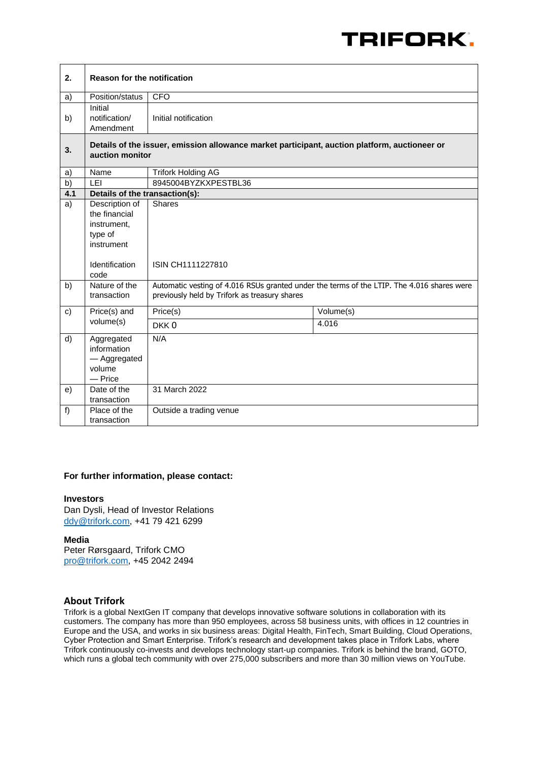| | | | |
|---|---|---|---|
| **2.** | **Reason for the notification** | | |
| a) | Position/status | CFO | |
| b) | Initial notification/ Amendment | Initial notification | |
| **3.** | **Details of the issuer, emission allowance market participant, auction platform, auctioneer or auction monitor** | | |
| a) | Name | Trifork Holding AG | |
| b) | LEI | 8945004BYZKXPESTBL36 | |
| **4.1** | **Details of the transaction(s):** | | |
| a) | Description of the financial instrument, type of instrument<br><br>Identification code | Shares<br><br>ISIN CH1111227810 | |
| b) | Nature of the transaction | Automatic vesting of 4.016 RSUs granted under the terms of the LTIP. The 4.016 shares were previously held by Trifork as treasury shares | |
| c) | Price(s) and volume(s) | Price(s) | Volume(s) |
| | | DKK 0 | 4.016 |
| d) | Aggregated information — Aggregated volume — Price | N/A | |
| e) | Date of the transaction | 31 March 2022 | |
| f) | Place of the transaction | Outside a trading venue | |

**For further information, please contact:**

**Investors**
Dan Dysli, Head of Investor Relations
ddy@trifork.com, +41 79 421 6299

**Media**
Peter Rørsgaard, Trifork CMO
pro@trifork.com, +45 2042 2494

## About Trifork

Trifork is a global NextGen IT company that develops innovative software solutions in collaboration with its customers. The company has more than 950 employees, across 58 business units, with offices in 12 countries in Europe and the USA, and works in six business areas: Digital Health, FinTech, Smart Building, Cloud Operations, Cyber Protection and Smart Enterprise. Trifork's research and development takes place in Trifork Labs, where Trifork continuously co-invests and develops technology start-up companies. Trifork is behind the brand, GOTO, which runs a global tech community with over 275,000 subscribers and more than 30 million views on YouTube.